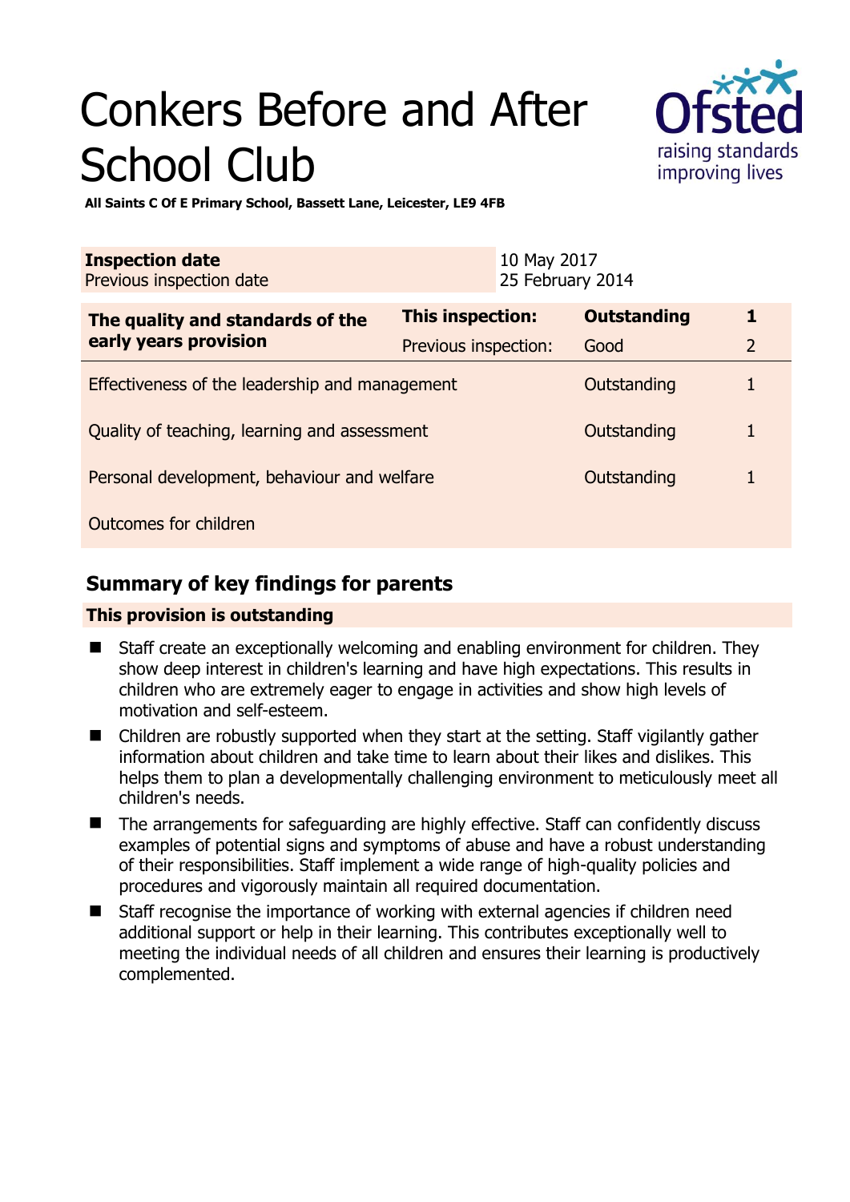# Conkers Before and After School Club

**All Saints C Of E Primary School, Bassett Lane, Leicester, LE9 4FB**

| | |
|---|---|
| **Inspection date** | 10 May 2017 |
| Previous inspection date | 25 February 2014 |

| | | | |
|---|---|---|---|
| **The quality and standards of the early years provision** | **This inspection:** | **Outstanding** | **1** |
| | Previous inspection: | Good | 2 |
| Effectiveness of the leadership and management | | Outstanding | 1 |
| Quality of teaching, learning and assessment | | Outstanding | 1 |
| Personal development, behaviour and welfare | | Outstanding | 1 |
| Outcomes for children | | | |

## Summary of key findings for parents

**This provision is outstanding**

- Staff create an exceptionally welcoming and enabling environment for children. They show deep interest in children's learning and have high expectations. This results in children who are extremely eager to engage in activities and show high levels of motivation and self-esteem.
- Children are robustly supported when they start at the setting. Staff vigilantly gather information about children and take time to learn about their likes and dislikes. This helps them to plan a developmentally challenging environment to meticulously meet all children's needs.
- The arrangements for safeguarding are highly effective. Staff can confidently discuss examples of potential signs and symptoms of abuse and have a robust understanding of their responsibilities. Staff implement a wide range of high-quality policies and procedures and vigorously maintain all required documentation.
- Staff recognise the importance of working with external agencies if children need additional support or help in their learning. This contributes exceptionally well to meeting the individual needs of all children and ensures their learning is productively complemented.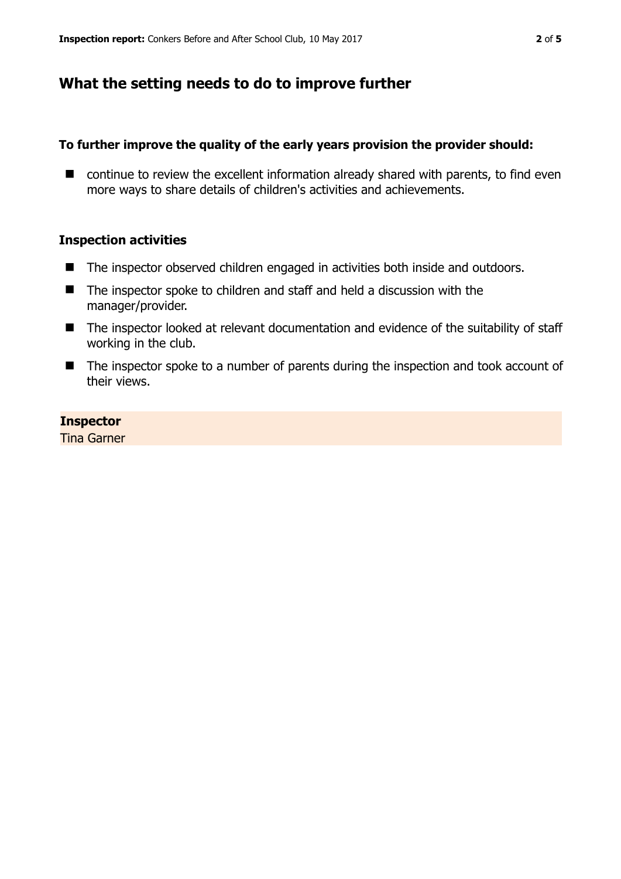## What the setting needs to do to improve further

### To further improve the quality of the early years provision the provider should:

- continue to review the excellent information already shared with parents, to find even more ways to share details of children's activities and achievements.

### Inspection activities

- The inspector observed children engaged in activities both inside and outdoors.
- The inspector spoke to children and staff and held a discussion with the manager/provider.
- The inspector looked at relevant documentation and evidence of the suitability of staff working in the club.
- The inspector spoke to a number of parents during the inspection and took account of their views.

**Inspector**
Tina Garner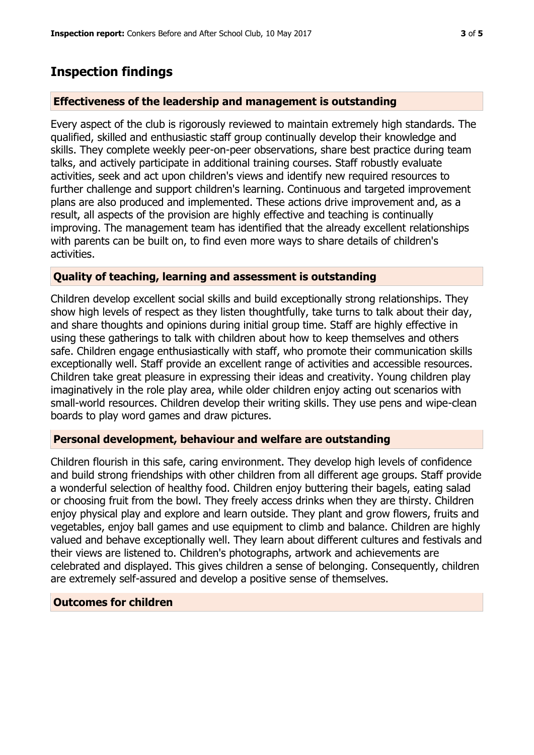## Inspection findings

### Effectiveness of the leadership and management is outstanding

Every aspect of the club is rigorously reviewed to maintain extremely high standards. The qualified, skilled and enthusiastic staff group continually develop their knowledge and skills. They complete weekly peer-on-peer observations, share best practice during team talks, and actively participate in additional training courses. Staff robustly evaluate activities, seek and act upon children's views and identify new required resources to further challenge and support children's learning. Continuous and targeted improvement plans are also produced and implemented. These actions drive improvement and, as a result, all aspects of the provision are highly effective and teaching is continually improving. The management team has identified that the already excellent relationships with parents can be built on, to find even more ways to share details of children's activities.

### Quality of teaching, learning and assessment is outstanding

Children develop excellent social skills and build exceptionally strong relationships. They show high levels of respect as they listen thoughtfully, take turns to talk about their day, and share thoughts and opinions during initial group time. Staff are highly effective in using these gatherings to talk with children about how to keep themselves and others safe. Children engage enthusiastically with staff, who promote their communication skills exceptionally well. Staff provide an excellent range of activities and accessible resources. Children take great pleasure in expressing their ideas and creativity. Young children play imaginatively in the role play area, while older children enjoy acting out scenarios with small-world resources. Children develop their writing skills. They use pens and wipe-clean boards to play word games and draw pictures.

### Personal development, behaviour and welfare are outstanding

Children flourish in this safe, caring environment. They develop high levels of confidence and build strong friendships with other children from all different age groups. Staff provide a wonderful selection of healthy food. Children enjoy buttering their bagels, eating salad or choosing fruit from the bowl. They freely access drinks when they are thirsty. Children enjoy physical play and explore and learn outside. They plant and grow flowers, fruits and vegetables, enjoy ball games and use equipment to climb and balance. Children are highly valued and behave exceptionally well. They learn about different cultures and festivals and their views are listened to. Children's photographs, artwork and achievements are celebrated and displayed. This gives children a sense of belonging. Consequently, children are extremely self-assured and develop a positive sense of themselves.

### Outcomes for children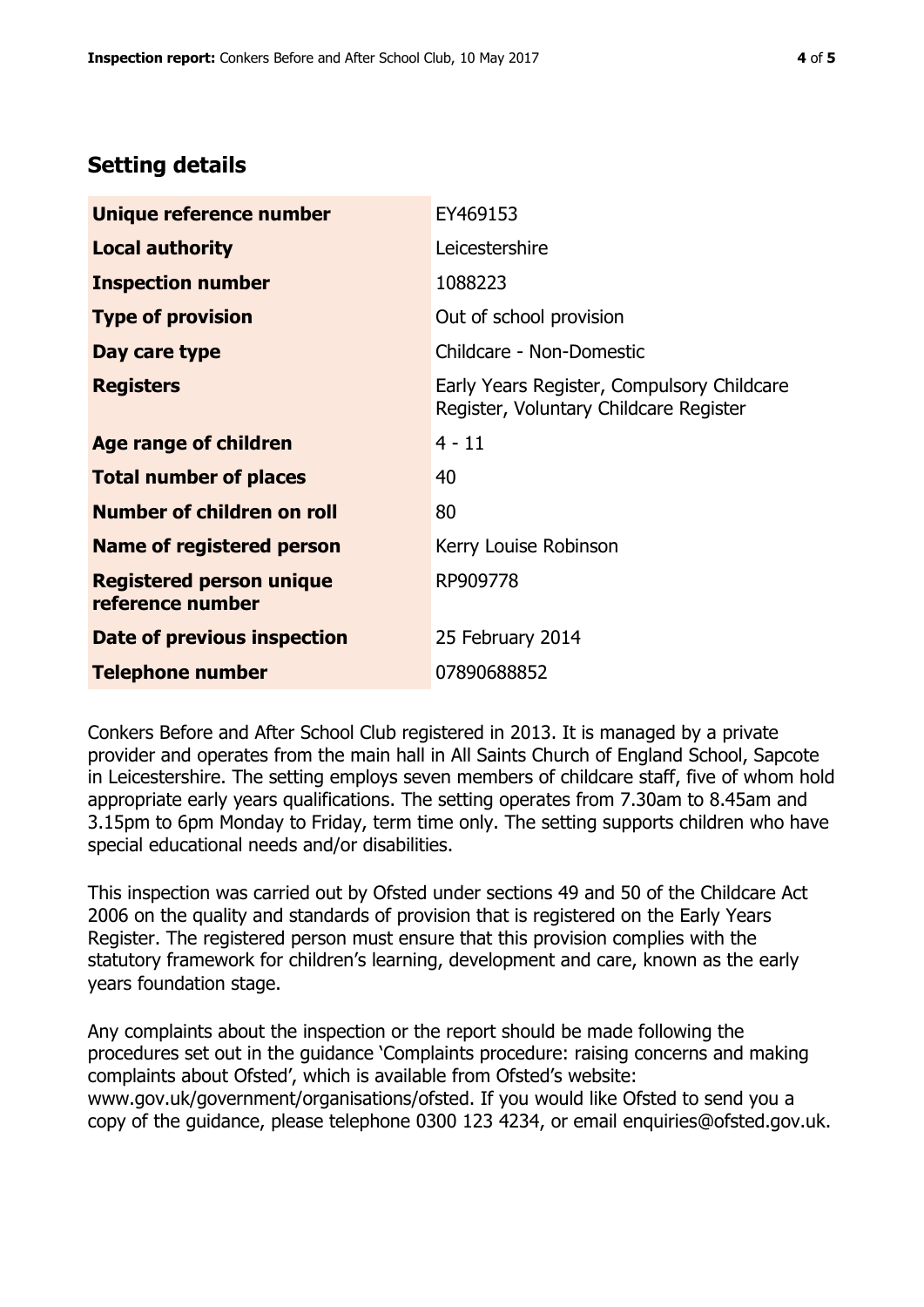## Setting details

| | |
|---|---|
| **Unique reference number** | EY469153 |
| **Local authority** | Leicestershire |
| **Inspection number** | 1088223 |
| **Type of provision** | Out of school provision |
| **Day care type** | Childcare - Non-Domestic |
| **Registers** | Early Years Register, Compulsory Childcare Register, Voluntary Childcare Register |
| **Age range of children** | 4 - 11 |
| **Total number of places** | 40 |
| **Number of children on roll** | 80 |
| **Name of registered person** | Kerry Louise Robinson |
| **Registered person unique reference number** | RP909778 |
| **Date of previous inspection** | 25 February 2014 |
| **Telephone number** | 07890688852 |

Conkers Before and After School Club registered in 2013. It is managed by a private provider and operates from the main hall in All Saints Church of England School, Sapcote in Leicestershire. The setting employs seven members of childcare staff, five of whom hold appropriate early years qualifications. The setting operates from 7.30am to 8.45am and 3.15pm to 6pm Monday to Friday, term time only. The setting supports children who have special educational needs and/or disabilities.

This inspection was carried out by Ofsted under sections 49 and 50 of the Childcare Act 2006 on the quality and standards of provision that is registered on the Early Years Register. The registered person must ensure that this provision complies with the statutory framework for children's learning, development and care, known as the early years foundation stage.

Any complaints about the inspection or the report should be made following the procedures set out in the guidance 'Complaints procedure: raising concerns and making complaints about Ofsted', which is available from Ofsted's website: www.gov.uk/government/organisations/ofsted. If you would like Ofsted to send you a copy of the guidance, please telephone 0300 123 4234, or email enquiries@ofsted.gov.uk.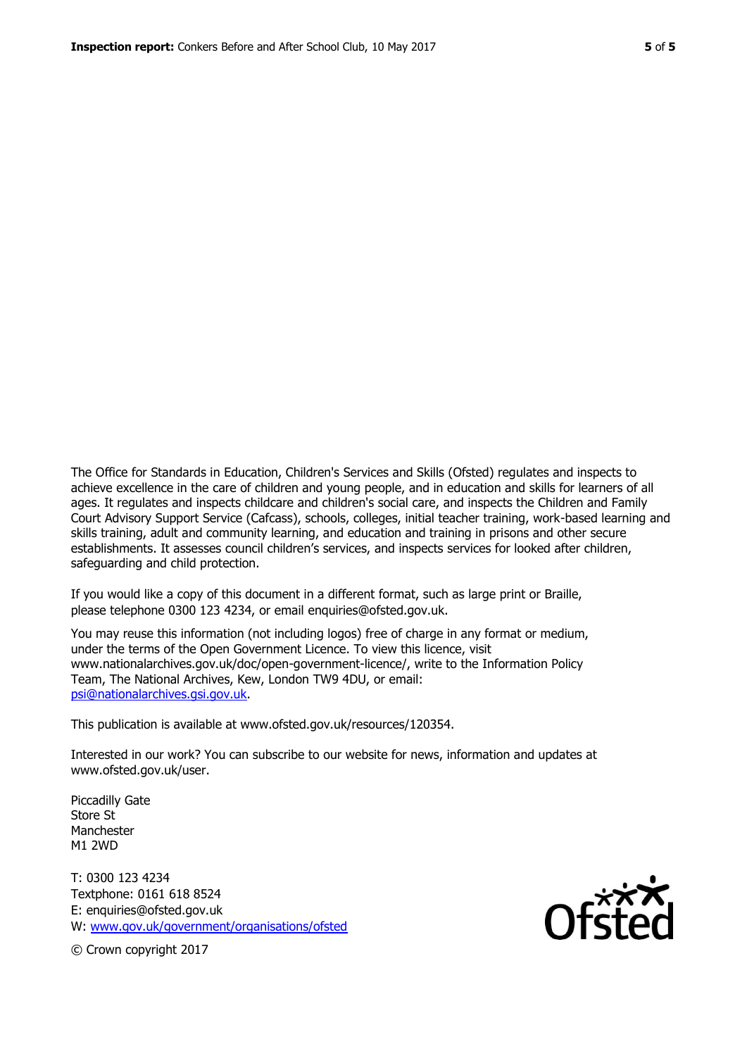The Office for Standards in Education, Children's Services and Skills (Ofsted) regulates and inspects to achieve excellence in the care of children and young people, and in education and skills for learners of all ages. It regulates and inspects childcare and children's social care, and inspects the Children and Family Court Advisory Support Service (Cafcass), schools, colleges, initial teacher training, work-based learning and skills training, adult and community learning, and education and training in prisons and other secure establishments. It assesses council children's services, and inspects services for looked after children, safeguarding and child protection.

If you would like a copy of this document in a different format, such as large print or Braille, please telephone 0300 123 4234, or email enquiries@ofsted.gov.uk.

You may reuse this information (not including logos) free of charge in any format or medium, under the terms of the Open Government Licence. To view this licence, visit www.nationalarchives.gov.uk/doc/open-government-licence/, write to the Information Policy Team, The National Archives, Kew, London TW9 4DU, or email: psi@nationalarchives.gsi.gov.uk.

This publication is available at www.ofsted.gov.uk/resources/120354.

Interested in our work? You can subscribe to our website for news, information and updates at www.ofsted.gov.uk/user.

Piccadilly Gate
Store St
Manchester
M1 2WD

T: 0300 123 4234
Textphone: 0161 618 8524
E: enquiries@ofsted.gov.uk
W: www.gov.uk/government/organisations/ofsted

© Crown copyright 2017